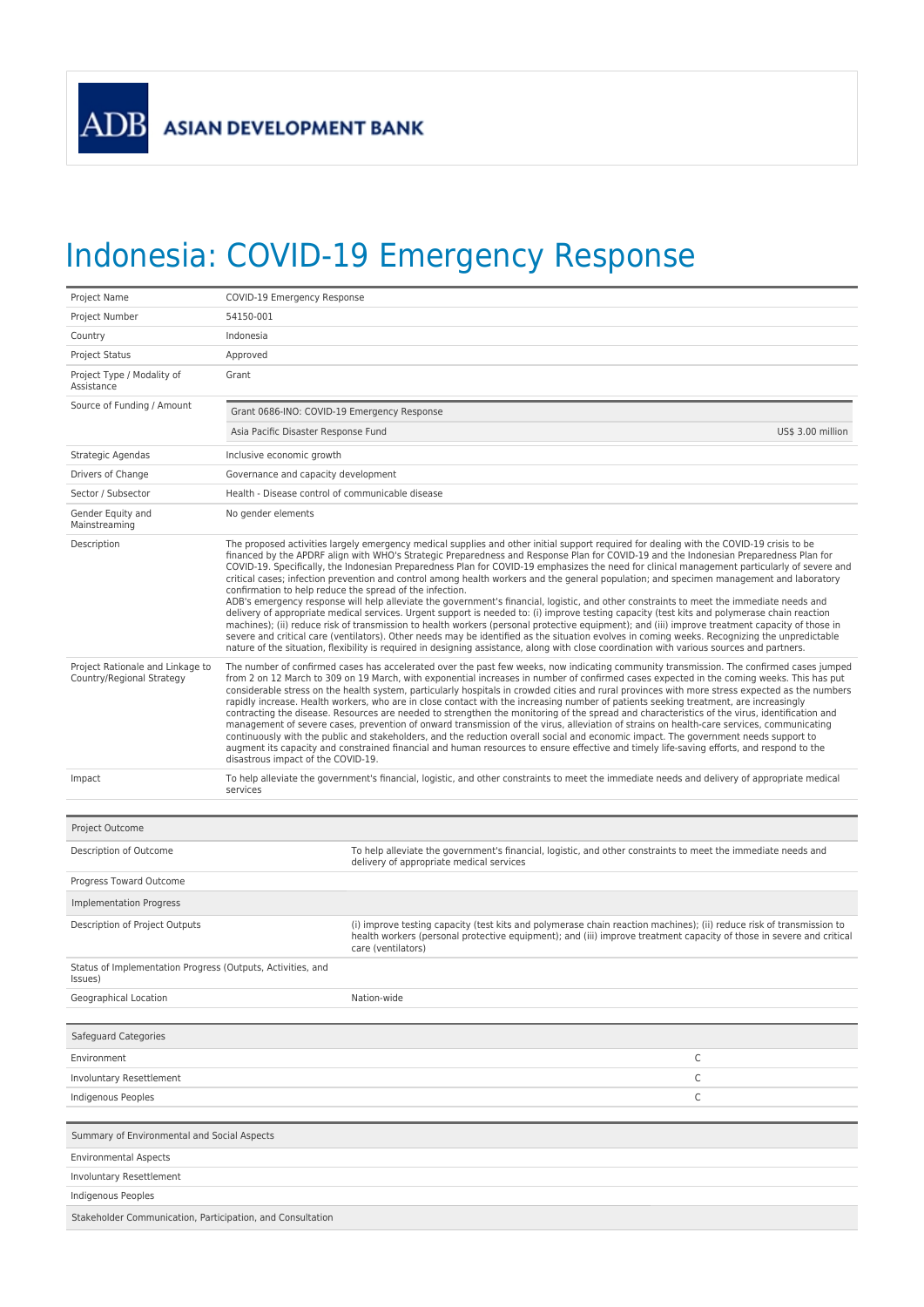ADB ASIAN DEVELOPMENT BANK

# Indonesia: COVID-19 Emergency Response

| | |
|---|---|
| Project Name | COVID-19 Emergency Response |
| Project Number | 54150-001 |
| Country | Indonesia |
| Project Status | Approved |
| Project Type / Modality of Assistance | Grant |
| Source of Funding / Amount | Grant 0686-INO: COVID-19 Emergency Response<br>Asia Pacific Disaster Response Fund — US$ 3.00 million |
| Strategic Agendas | Inclusive economic growth |
| Drivers of Change | Governance and capacity development |
| Sector / Subsector | Health - Disease control of communicable disease |
| Gender Equity and Mainstreaming | No gender elements |
| Description | The proposed activities largely emergency medical supplies and other initial support required for dealing with the COVID-19 crisis to be financed by the APDRF align with WHO's Strategic Preparedness and Response Plan for COVID-19 and the Indonesian Preparedness Plan for COVID-19. Specifically, the Indonesian Preparedness Plan for COVID-19 emphasizes the need for clinical management particularly of severe and critical cases; infection prevention and control among health workers and the general population; and specimen management and laboratory confirmation to help reduce the spread of the infection.<br>ADB's emergency response will help alleviate the government's financial, logistic, and other constraints to meet the immediate needs and delivery of appropriate medical services. Urgent support is needed to: (i) improve testing capacity (test kits and polymerase chain reaction machines); (ii) reduce risk of transmission to health workers (personal protective equipment); and (iii) improve treatment capacity of those in severe and critical care (ventilators). Other needs may be identified as the situation evolves in coming weeks. Recognizing the unpredictable nature of the situation, flexibility is required in designing assistance, along with close coordination with various sources and partners. |
| Project Rationale and Linkage to Country/Regional Strategy | The number of confirmed cases has accelerated over the past few weeks, now indicating community transmission. The confirmed cases jumped from 2 on 12 March to 309 on 19 March, with exponential increases in number of confirmed cases expected in the coming weeks. This has put considerable stress on the health system, particularly hospitals in crowded cities and rural provinces with more stress expected as the numbers rapidly increase. Health workers, who are in close contact with the increasing number of patients seeking treatment, are increasingly contracting the disease. Resources are needed to strengthen the monitoring of the spread and characteristics of the virus, identification and management of severe cases, prevention of onward transmission of the virus, alleviation of strains on health-care services, communicating continuously with the public and stakeholders, and the reduction overall social and economic impact. The government needs support to augment its capacity and constrained financial and human resources to ensure effective and timely life-saving efforts, and respond to the disastrous impact of the COVID-19. |
| Impact | To help alleviate the government's financial, logistic, and other constraints to meet the immediate needs and delivery of appropriate medical services |

| Project Outcome | |
|---|---|
| Description of Outcome | To help alleviate the government's financial, logistic, and other constraints to meet the immediate needs and delivery of appropriate medical services |
| Progress Toward Outcome | |
| **Implementation Progress** | |
| Description of Project Outputs | (i) improve testing capacity (test kits and polymerase chain reaction machines); (ii) reduce risk of transmission to health workers (personal protective equipment); and (iii) improve treatment capacity of those in severe and critical care (ventilators) |
| Status of Implementation Progress (Outputs, Activities, and Issues) | |
| Geographical Location | Nation-wide |

| Safeguard Categories | |
|---|---|
| Environment | C |
| Involuntary Resettlement | C |
| Indigenous Peoples | C |

| Summary of Environmental and Social Aspects | |
|---|---|
| Environmental Aspects | |
| Involuntary Resettlement | |
| Indigenous Peoples | |
| **Stakeholder Communication, Participation, and Consultation** | |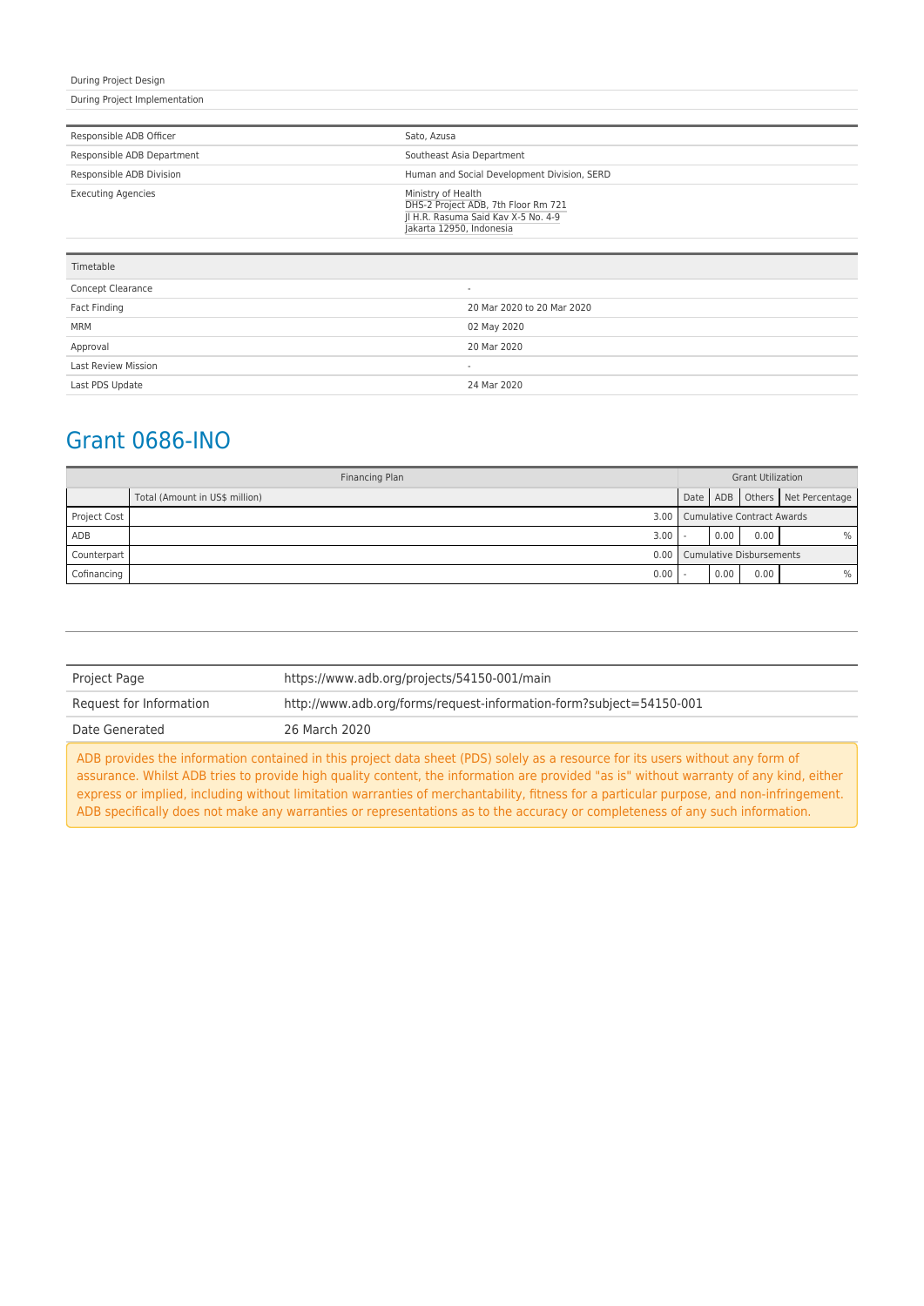| | |
|---|---|
| During Project Design | |
| During Project Implementation | |

| | |
|---|---|
| Responsible ADB Officer | Sato, Azusa |
| Responsible ADB Department | Southeast Asia Department |
| Responsible ADB Division | Human and Social Development Division, SERD |
| Executing Agencies | Ministry of Health<br>DHS-2 Project ADB, 7th Floor Rm 721<br>Jl H.R. Rasuma Said Kav X-5 No. 4-9<br>Jakarta 12950, Indonesia |

| Timetable | |
|---|---|
| Concept Clearance | - |
| Fact Finding | 20 Mar 2020 to 20 Mar 2020 |
| MRM | 02 May 2020 |
| Approval | 20 Mar 2020 |
| Last Review Mission | - |
| Last PDS Update | 24 Mar 2020 |

## Grant 0686-INO

| Financing Plan | | Grant Utilization | | | |
|---|---|---|---|---|---|
| | Total (Amount in US$ million) | Date | ADB | Others | Net Percentage |
| Project Cost | 3.00 | Cumulative Contract Awards | | | |
| ADB | 3.00 | - | 0.00 | 0.00 | % |
| Counterpart | 0.00 | Cumulative Disbursements | | | |
| Cofinancing | 0.00 | - | 0.00 | 0.00 | % |

| | |
|---|---|
| Project Page | https://www.adb.org/projects/54150-001/main |
| Request for Information | http://www.adb.org/forms/request-information-form?subject=54150-001 |
| Date Generated | 26 March 2020 |

ADB provides the information contained in this project data sheet (PDS) solely as a resource for its users without any form of assurance. Whilst ADB tries to provide high quality content, the information are provided "as is" without warranty of any kind, either express or implied, including without limitation warranties of merchantability, fitness for a particular purpose, and non-infringement. ADB specifically does not make any warranties or representations as to the accuracy or completeness of any such information.